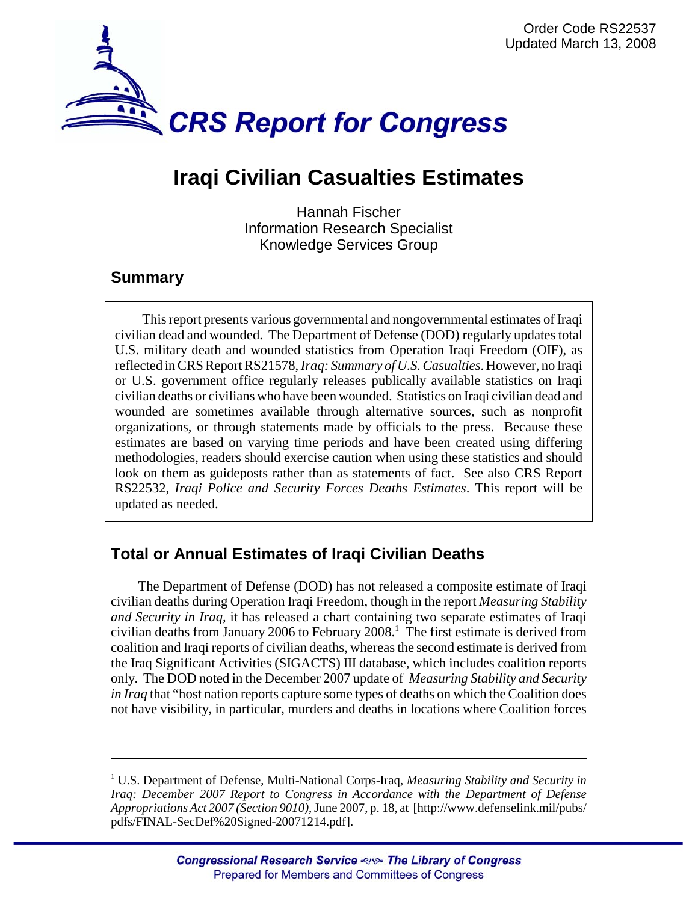Order Code RS22537
Updated March 13, 2008

# CRS Report for Congress

# Iraqi Civilian Casualties Estimates

Hannah Fischer
Information Research Specialist
Knowledge Services Group

## Summary

This report presents various governmental and nongovernmental estimates of Iraqi civilian dead and wounded. The Department of Defense (DOD) regularly updates total U.S. military death and wounded statistics from Operation Iraqi Freedom (OIF), as reflected in CRS Report RS21578, *Iraq: Summary of U.S. Casualties*. However, no Iraqi or U.S. government office regularly releases publically available statistics on Iraqi civilian deaths or civilians who have been wounded. Statistics on Iraqi civilian dead and wounded are sometimes available through alternative sources, such as nonprofit organizations, or through statements made by officials to the press. Because these estimates are based on varying time periods and have been created using differing methodologies, readers should exercise caution when using these statistics and should look on them as guideposts rather than as statements of fact. See also CRS Report RS22532, *Iraqi Police and Security Forces Deaths Estimates*. This report will be updated as needed.

## Total or Annual Estimates of Iraqi Civilian Deaths

The Department of Defense (DOD) has not released a composite estimate of Iraqi civilian deaths during Operation Iraqi Freedom, though in the report *Measuring Stability and Security in Iraq*, it has released a chart containing two separate estimates of Iraqi civilian deaths from January 2006 to February 2008.[1] The first estimate is derived from coalition and Iraqi reports of civilian deaths, whereas the second estimate is derived from the Iraq Significant Activities (SIGACTS) III database, which includes coalition reports only. The DOD noted in the December 2007 update of *Measuring Stability and Security in Iraq* that "host nation reports capture some types of deaths on which the Coalition does not have visibility, in particular, murders and deaths in locations where Coalition forces

---

[1] U.S. Department of Defense, Multi-National Corps-Iraq, *Measuring Stability and Security in Iraq: December 2007 Report to Congress in Accordance with the Department of Defense Appropriations Act 2007 (Section 9010)*, June 2007, p. 18, at [http://www.defenselink.mil/pubs/pdfs/FINAL-SecDef%20Signed-20071214.pdf].

Congressional Research Service ~ The Library of Congress
Prepared for Members and Committees of Congress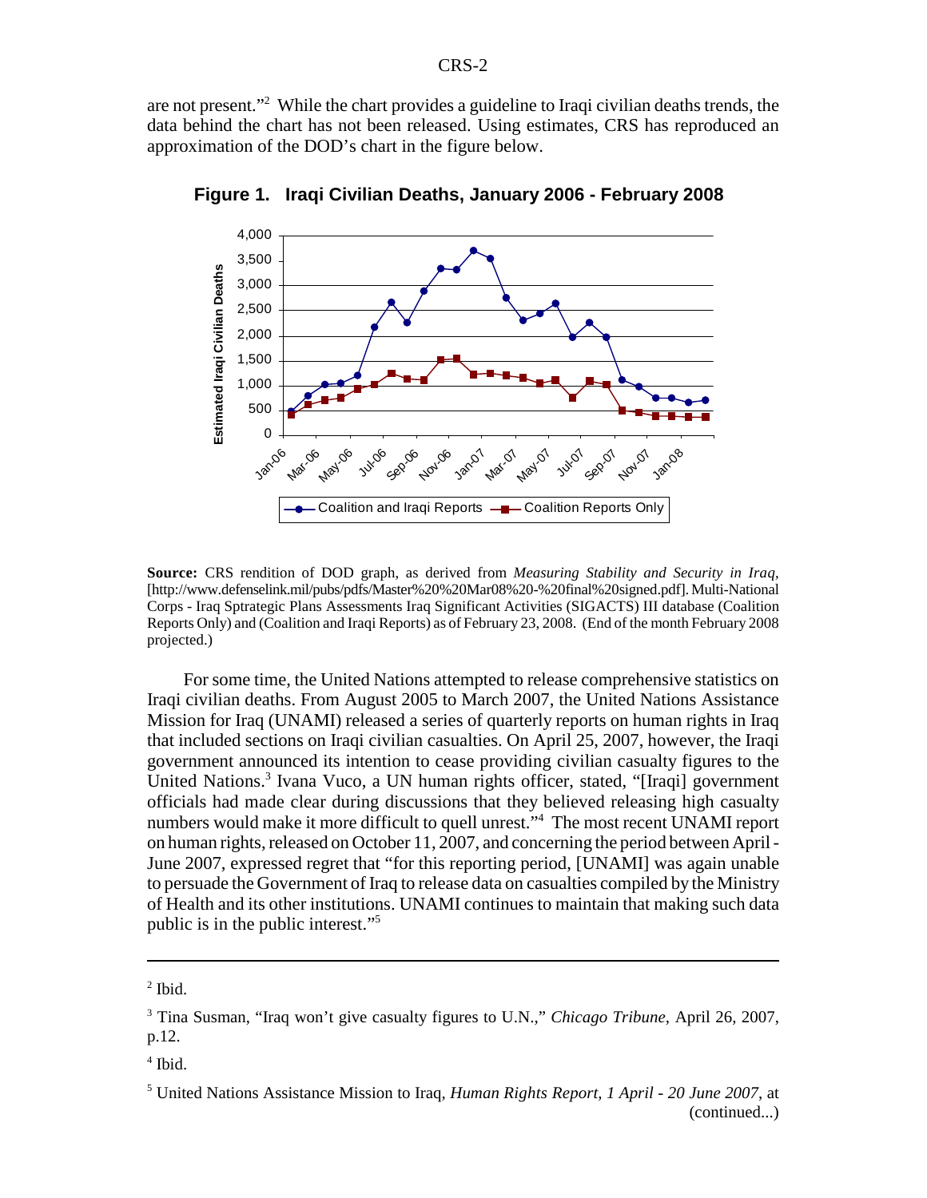are not present."[2] While the chart provides a guideline to Iraqi civilian deaths trends, the data behind the chart has not been released. Using estimates, CRS has reproduced an approximation of the DOD's chart in the figure below.

**Figure 1. Iraqi Civilian Deaths, January 2006 - February 2008**

**Source:** CRS rendition of DOD graph, as derived from *Measuring Stability and Security in Iraq*, [http://www.defenselink.mil/pubs/pdfs/Master%20%20Mar08%20-%20final%20signed.pdf]. Multi-National Corps - Iraq Sptrategic Plans Assessments Iraq Significant Activities (SIGACTS) III database (Coalition Reports Only) and (Coalition and Iraqi Reports) as of February 23, 2008. (End of the month February 2008 projected.)

For some time, the United Nations attempted to release comprehensive statistics on Iraqi civilian deaths. From August 2005 to March 2007, the United Nations Assistance Mission for Iraq (UNAMI) released a series of quarterly reports on human rights in Iraq that included sections on Iraqi civilian casualties. On April 25, 2007, however, the Iraqi government announced its intention to cease providing civilian casualty figures to the United Nations.[3] Ivana Vuco, a UN human rights officer, stated, "[Iraqi] government officials had made clear during discussions that they believed releasing high casualty numbers would make it more difficult to quell unrest."[4] The most recent UNAMI report on human rights, released on October 11, 2007, and concerning the period between April - June 2007, expressed regret that "for this reporting period, [UNAMI] was again unable to persuade the Government of Iraq to release data on casualties compiled by the Ministry of Health and its other institutions. UNAMI continues to maintain that making such data public is in the public interest."[5]

---

[2] Ibid.

[3] Tina Susman, "Iraq won't give casualty figures to U.N.," *Chicago Tribune*, April 26, 2007, p.12.

[4] Ibid.

[5] United Nations Assistance Mission to Iraq, *Human Rights Report, 1 April - 20 June 2007*, at (continued...)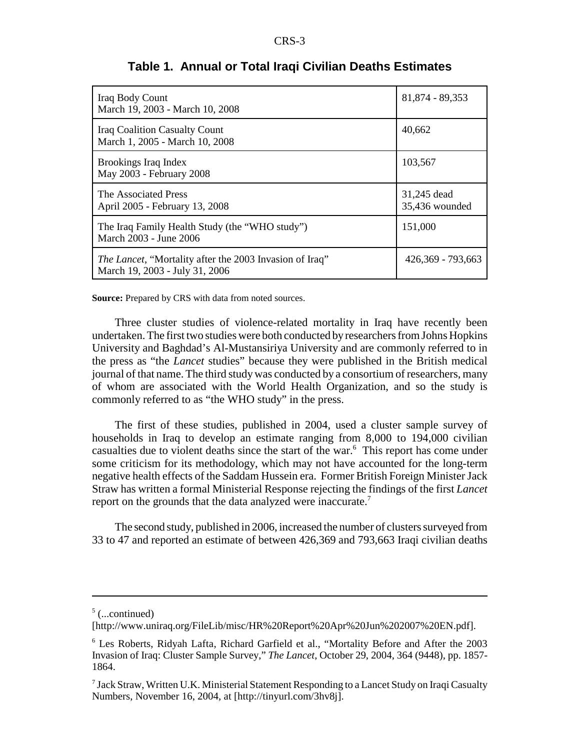**Table 1. Annual or Total Iraqi Civilian Deaths Estimates**

| Source | Estimate |
|---|---|
| Iraq Body Count<br>March 19, 2003 - March 10, 2008 | 81,874 - 89,353 |
| Iraq Coalition Casualty Count<br>March 1, 2005 - March 10, 2008 | 40,662 |
| Brookings Iraq Index<br>May 2003 - February 2008 | 103,567 |
| The Associated Press<br>April 2005 - February 13, 2008 | 31,245 dead<br>35,436 wounded |
| The Iraq Family Health Study (the "WHO study")<br>March 2003 - June 2006 | 151,000 |
| *The Lancet*, "Mortality after the 2003 Invasion of Iraq"<br>March 19, 2003 - July 31, 2006 | 426,369 - 793,663 |

**Source:** Prepared by CRS with data from noted sources.

Three cluster studies of violence-related mortality in Iraq have recently been undertaken. The first two studies were both conducted by researchers from Johns Hopkins University and Baghdad's Al-Mustansiriya University and are commonly referred to in the press as "the *Lancet* studies" because they were published in the British medical journal of that name. The third study was conducted by a consortium of researchers, many of whom are associated with the World Health Organization, and so the study is commonly referred to as "the WHO study" in the press.

The first of these studies, published in 2004, used a cluster sample survey of households in Iraq to develop an estimate ranging from 8,000 to 194,000 civilian casualties due to violent deaths since the start of the war.[6] This report has come under some criticism for its methodology, which may not have accounted for the long-term negative health effects of the Saddam Hussein era. Former British Foreign Minister Jack Straw has written a formal Ministerial Response rejecting the findings of the first *Lancet* report on the grounds that the data analyzed were inaccurate.[7]

The second study, published in 2006, increased the number of clusters surveyed from 33 to 47 and reported an estimate of between 426,369 and 793,663 Iraqi civilian deaths

---

[5] (...continued)
[http://www.uniraq.org/FileLib/misc/HR%20Report%20Apr%20Jun%202007%20EN.pdf].

[6] Les Roberts, Ridyah Lafta, Richard Garfield et al., "Mortality Before and After the 2003 Invasion of Iraq: Cluster Sample Survey," *The Lancet*, October 29, 2004, 364 (9448), pp. 1857-1864.

[7] Jack Straw, Written U.K. Ministerial Statement Responding to a Lancet Study on Iraqi Casualty Numbers, November 16, 2004, at [http://tinyurl.com/3hv8j].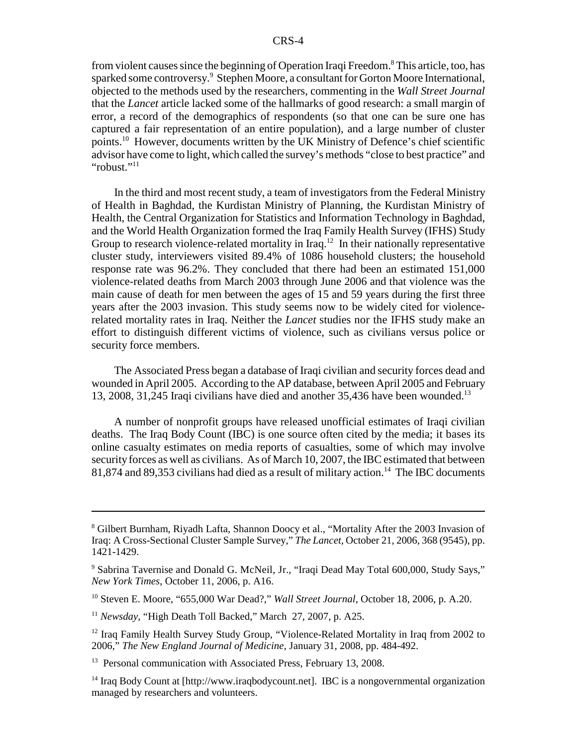from violent causes since the beginning of Operation Iraqi Freedom.[8] This article, too, has sparked some controversy.[9] Stephen Moore, a consultant for Gorton Moore International, objected to the methods used by the researchers, commenting in the *Wall Street Journal* that the *Lancet* article lacked some of the hallmarks of good research: a small margin of error, a record of the demographics of respondents (so that one can be sure one has captured a fair representation of an entire population), and a large number of cluster points.[10] However, documents written by the UK Ministry of Defence's chief scientific advisor have come to light, which called the survey's methods "close to best practice" and "robust."[11]

In the third and most recent study, a team of investigators from the Federal Ministry of Health in Baghdad, the Kurdistan Ministry of Planning, the Kurdistan Ministry of Health, the Central Organization for Statistics and Information Technology in Baghdad, and the World Health Organization formed the Iraq Family Health Survey (IFHS) Study Group to research violence-related mortality in Iraq.[12] In their nationally representative cluster study, interviewers visited 89.4% of 1086 household clusters; the household response rate was 96.2%. They concluded that there had been an estimated 151,000 violence-related deaths from March 2003 through June 2006 and that violence was the main cause of death for men between the ages of 15 and 59 years during the first three years after the 2003 invasion. This study seems now to be widely cited for violence-related mortality rates in Iraq. Neither the *Lancet* studies nor the IFHS study make an effort to distinguish different victims of violence, such as civilians versus police or security force members.

The Associated Press began a database of Iraqi civilian and security forces dead and wounded in April 2005. According to the AP database, between April 2005 and February 13, 2008, 31,245 Iraqi civilians have died and another 35,436 have been wounded.[13]

A number of nonprofit groups have released unofficial estimates of Iraqi civilian deaths. The Iraq Body Count (IBC) is one source often cited by the media; it bases its online casualty estimates on media reports of casualties, some of which may involve security forces as well as civilians. As of March 10, 2007, the IBC estimated that between 81,874 and 89,353 civilians had died as a result of military action.[14] The IBC documents

---

[8] Gilbert Burnham, Riyadh Lafta, Shannon Doocy et al., "Mortality After the 2003 Invasion of Iraq: A Cross-Sectional Cluster Sample Survey," *The Lancet*, October 21, 2006, 368 (9545), pp. 1421-1429.

[9] Sabrina Tavernise and Donald G. McNeil, Jr., "Iraqi Dead May Total 600,000, Study Says," *New York Times*, October 11, 2006, p. A16.

[10] Steven E. Moore, "655,000 War Dead?," *Wall Street Journal*, October 18, 2006, p. A.20.

[11] *Newsday*, "High Death Toll Backed," March 27, 2007, p. A25.

[12] Iraq Family Health Survey Study Group, "Violence-Related Mortality in Iraq from 2002 to 2006," *The New England Journal of Medicine*, January 31, 2008, pp. 484-492.

[13] Personal communication with Associated Press, February 13, 2008.

[14] Iraq Body Count at [http://www.iraqbodycount.net]. IBC is a nongovernmental organization managed by researchers and volunteers.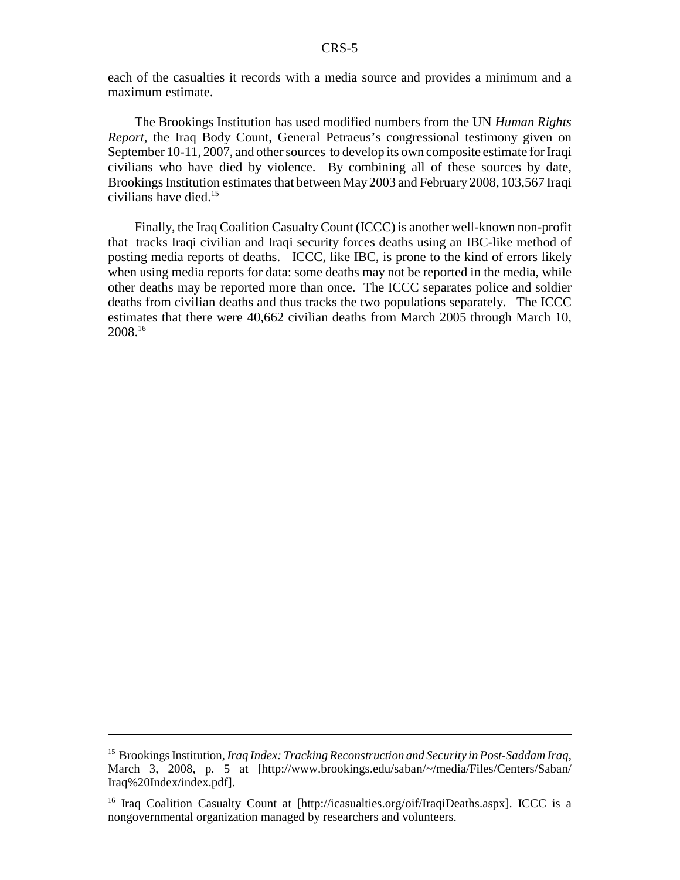each of the casualties it records with a media source and provides a minimum and a maximum estimate.

The Brookings Institution has used modified numbers from the UN *Human Rights Report*, the Iraq Body Count, General Petraeus's congressional testimony given on September 10-11, 2007, and other sources to develop its own composite estimate for Iraqi civilians who have died by violence. By combining all of these sources by date, Brookings Institution estimates that between May 2003 and February 2008, 103,567 Iraqi civilians have died.[15]

Finally, the Iraq Coalition Casualty Count (ICCC) is another well-known non-profit that tracks Iraqi civilian and Iraqi security forces deaths using an IBC-like method of posting media reports of deaths. ICCC, like IBC, is prone to the kind of errors likely when using media reports for data: some deaths may not be reported in the media, while other deaths may be reported more than once. The ICCC separates police and soldier deaths from civilian deaths and thus tracks the two populations separately. The ICCC estimates that there were 40,662 civilian deaths from March 2005 through March 10, 2008.[16]

---

[15] Brookings Institution, *Iraq Index: Tracking Reconstruction and Security in Post-Saddam Iraq*, March 3, 2008, p. 5 at [http://www.brookings.edu/saban/~/media/Files/Centers/Saban/Iraq%20Index/index.pdf].

[16] Iraq Coalition Casualty Count at [http://icasualties.org/oif/IraqiDeaths.aspx]. ICCC is a nongovernmental organization managed by researchers and volunteers.